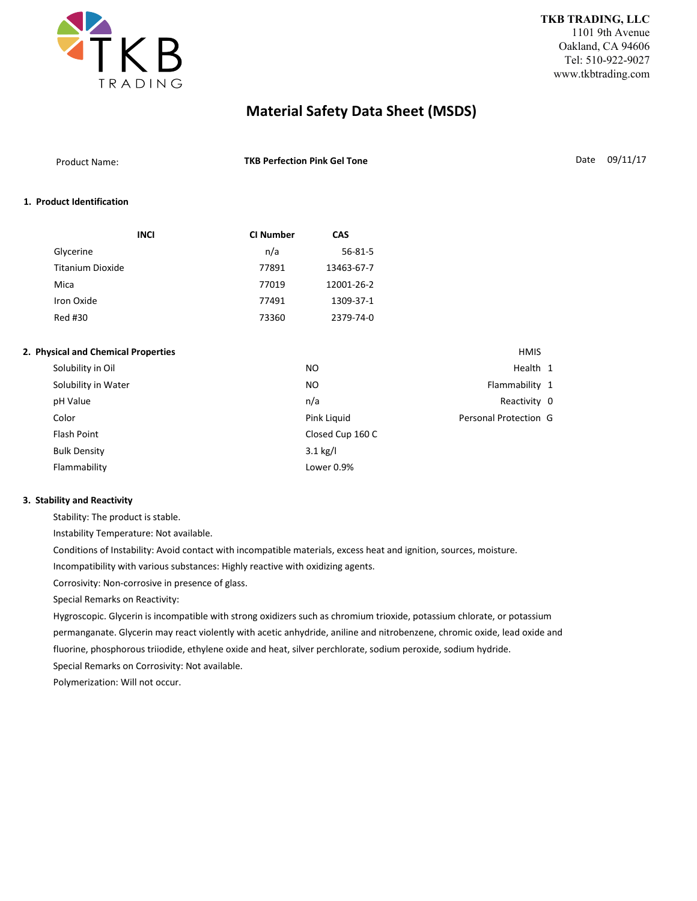**TKB TRADING, LLC**
1101 9th Avenue
Oakland, CA 94606
Tel: 510-922-9027
www.tkbtrading.com

# Material Safety Data Sheet (MSDS)

Product Name: **TKB Perfection Pink Gel Tone**

Date 09/11/17

## 1. Product Identification

| INCI | CI Number | CAS |
|---|---|---|
| Glycerine | n/a | 56-81-5 |
| Titanium Dioxide | 77891 | 13463-67-7 |
| Mica | 77019 | 12001-26-2 |
| Iron Oxide | 77491 | 1309-37-1 |
| Red #30 | 73360 | 2379-74-0 |

## 2. Physical and Chemical Properties

| Property | Value |
|---|---|
| Solubility in Oil | NO |
| Solubility in Water | NO |
| pH Value | n/a |
| Color | Pink Liquid |
| Flash Point | Closed Cup 160 C |
| Bulk Density | 3.1 kg/l |
| Flammability | Lower 0.9% |

| HMIS | |
|---|---|
| Health | 1 |
| Flammability | 1 |
| Reactivity | 0 |
| Personal Protection | G |

## 3. Stability and Reactivity

Stability: The product is stable.

Instability Temperature: Not available.

Conditions of Instability: Avoid contact with incompatible materials, excess heat and ignition, sources, moisture.

Incompatibility with various substances: Highly reactive with oxidizing agents.

Corrosivity: Non-corrosive in presence of glass.

Special Remarks on Reactivity:

Hygroscopic. Glycerin is incompatible with strong oxidizers such as chromium trioxide, potassium chlorate, or potassium permanganate. Glycerin may react violently with acetic anhydride, aniline and nitrobenzene, chromic oxide, lead oxide and fluorine, phosphorous triiodide, ethylene oxide and heat, silver perchlorate, sodium peroxide, sodium hydride.

Special Remarks on Corrosivity: Not available.

Polymerization: Will not occur.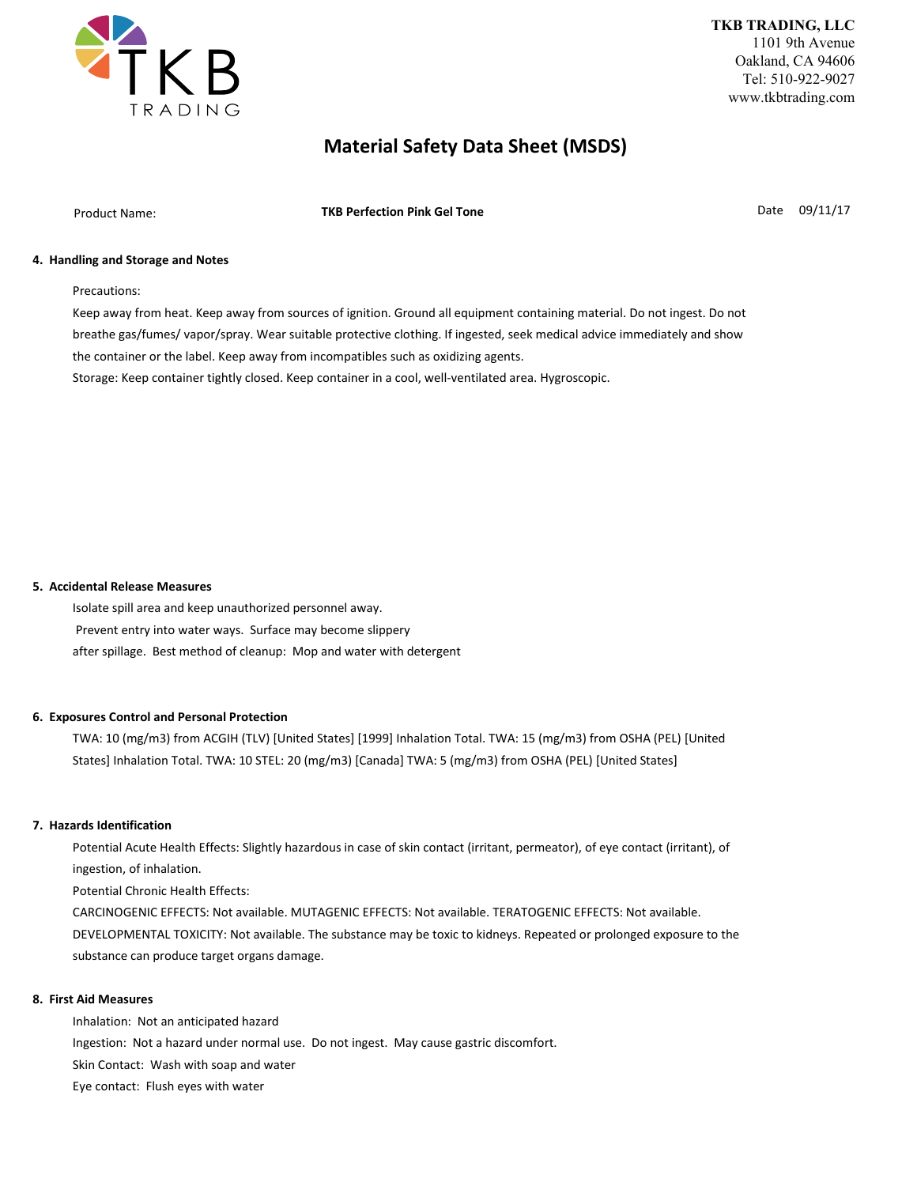**TKB TRADING, LLC**
1101 9th Avenue
Oakland, CA 94606
Tel: 510-922-9027
www.tkbtrading.com

# Material Safety Data Sheet (MSDS)

Product Name: **TKB Perfection Pink Gel Tone** Date 09/11/17

### 4. Handling and Storage and Notes

Precautions:

Keep away from heat. Keep away from sources of ignition. Ground all equipment containing material. Do not ingest. Do not breathe gas/fumes/ vapor/spray. Wear suitable protective clothing. If ingested, seek medical advice immediately and show the container or the label. Keep away from incompatibles such as oxidizing agents.

Storage: Keep container tightly closed. Keep container in a cool, well-ventilated area. Hygroscopic.

### 5. Accidental Release Measures

Isolate spill area and keep unauthorized personnel away.
Prevent entry into water ways. Surface may become slippery after spillage. Best method of cleanup: Mop and water with detergent

### 6. Exposures Control and Personal Protection

TWA: 10 (mg/m3) from ACGIH (TLV) [United States] [1999] Inhalation Total. TWA: 15 (mg/m3) from OSHA (PEL) [United States] Inhalation Total. TWA: 10 STEL: 20 (mg/m3) [Canada] TWA: 5 (mg/m3) from OSHA (PEL) [United States]

### 7. Hazards Identification

Potential Acute Health Effects: Slightly hazardous in case of skin contact (irritant, permeator), of eye contact (irritant), of ingestion, of inhalation.

Potential Chronic Health Effects:

CARCINOGENIC EFFECTS: Not available. MUTAGENIC EFFECTS: Not available. TERATOGENIC EFFECTS: Not available. DEVELOPMENTAL TOXICITY: Not available. The substance may be toxic to kidneys. Repeated or prolonged exposure to the substance can produce target organs damage.

### 8. First Aid Measures

Inhalation: Not an anticipated hazard

Ingestion: Not a hazard under normal use. Do not ingest. May cause gastric discomfort.

Skin Contact: Wash with soap and water

Eye contact: Flush eyes with water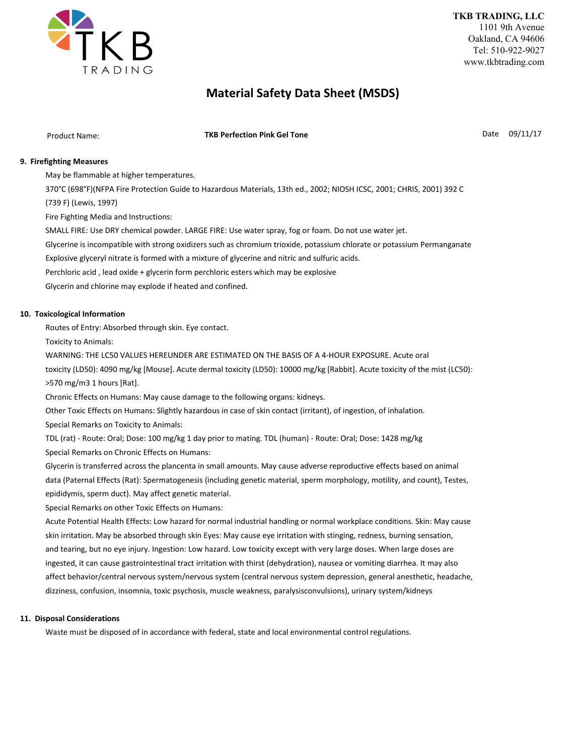**TKB TRADING, LLC**
1101 9th Avenue
Oakland, CA 94606
Tel: 510-922-9027
www.tkbtrading.com

# Material Safety Data Sheet (MSDS)

Product Name: **TKB Perfection Pink Gel Tone** Date 09/11/17

## 9. Firefighting Measures

May be flammable at higher temperatures.

370°C (698°F)(NFPA Fire Protection Guide to Hazardous Materials, 13th ed., 2002; NIOSH ICSC, 2001; CHRIS, 2001) 392 C (739 F) (Lewis, 1997)

Fire Fighting Media and Instructions:

SMALL FIRE: Use DRY chemical powder. LARGE FIRE: Use water spray, fog or foam. Do not use water jet.

Glycerine is incompatible with strong oxidizers such as chromium trioxide, potassium chlorate or potassium Permanganate

Explosive glyceryl nitrate is formed with a mixture of glycerine and nitric and sulfuric acids.

Perchloric acid , lead oxide + glycerin form perchloric esters which may be explosive

Glycerin and chlorine may explode if heated and confined.

## 10. Toxicological Information

Routes of Entry: Absorbed through skin. Eye contact.

Toxicity to Animals:

WARNING: THE LC50 VALUES HEREUNDER ARE ESTIMATED ON THE BASIS OF A 4-HOUR EXPOSURE. Acute oral toxicity (LD50): 4090 mg/kg [Mouse]. Acute dermal toxicity (LD50): 10000 mg/kg [Rabbit]. Acute toxicity of the mist (LC50): >570 mg/m3 1 hours [Rat].

Chronic Effects on Humans: May cause damage to the following organs: kidneys.

Other Toxic Effects on Humans: Slightly hazardous in case of skin contact (irritant), of ingestion, of inhalation.

Special Remarks on Toxicity to Animals:

TDL (rat) - Route: Oral; Dose: 100 mg/kg 1 day prior to mating. TDL (human) - Route: Oral; Dose: 1428 mg/kg

Special Remarks on Chronic Effects on Humans:

Glycerin is transferred across the plancenta in small amounts. May cause adverse reproductive effects based on animal data (Paternal Effects (Rat): Spermatogenesis (including genetic material, sperm morphology, motility, and count), Testes, epididymis, sperm duct). May affect genetic material.

Special Remarks on other Toxic Effects on Humans:

Acute Potential Health Effects: Low hazard for normal industrial handling or normal workplace conditions. Skin: May cause skin irritation. May be absorbed through skin Eyes: May cause eye irritation with stinging, redness, burning sensation, and tearing, but no eye injury. Ingestion: Low hazard. Low toxicity except with very large doses. When large doses are ingested, it can cause gastrointestinal tract irritation with thirst (dehydration), nausea or vomiting diarrhea. It may also affect behavior/central nervous system/nervous system (central nervous system depression, general anesthetic, headache, dizziness, confusion, insomnia, toxic psychosis, muscle weakness, paralysisconvulsions), urinary system/kidneys

## 11. Disposal Considerations

Waste must be disposed of in accordance with federal, state and local environmental control regulations.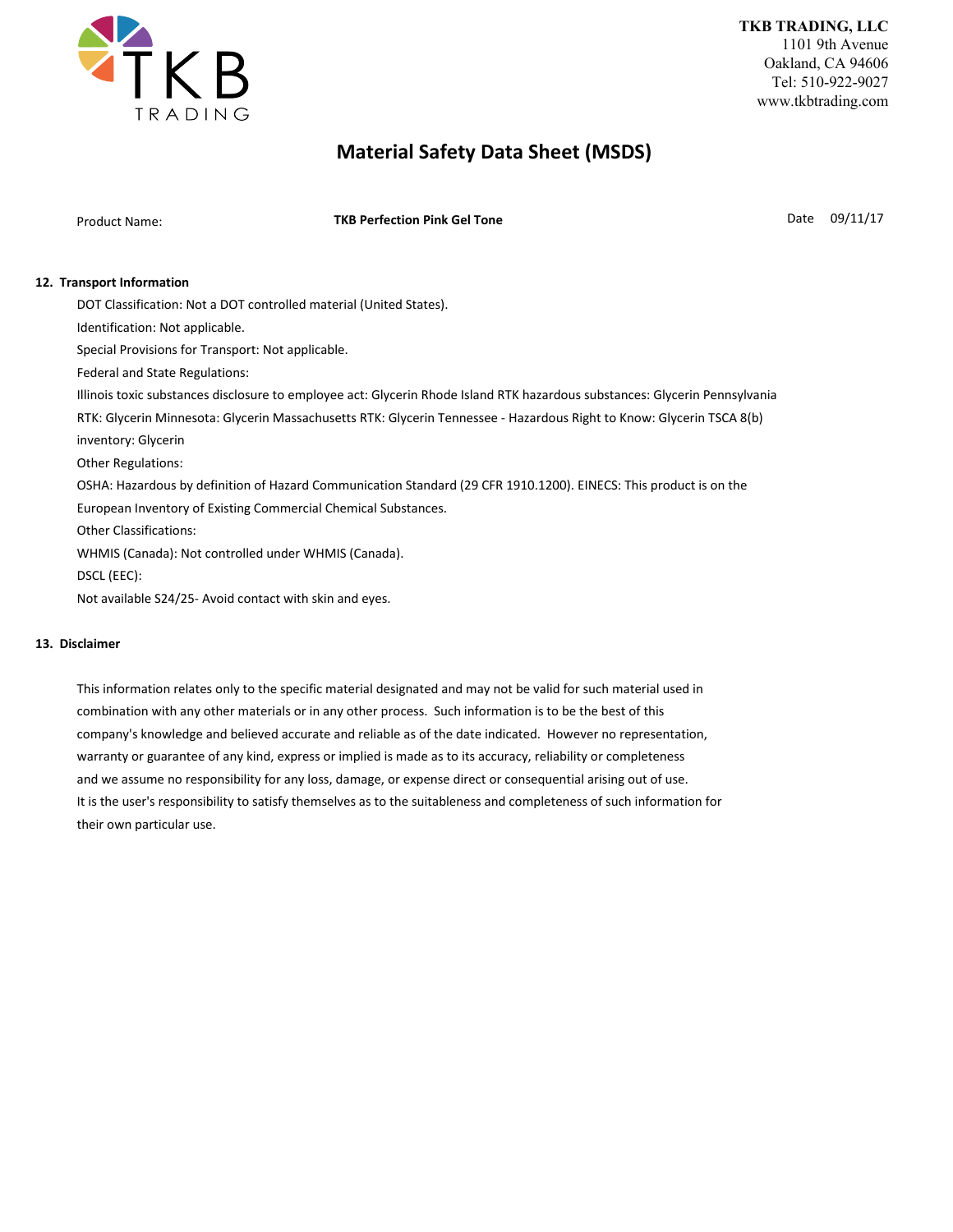TKB TRADING, LLC
1101 9th Avenue
Oakland, CA 94606
Tel: 510-922-9027
www.tkbtrading.com

# Material Safety Data Sheet (MSDS)

Product Name: **TKB Perfection Pink Gel Tone** Date 09/11/17

### 12. Transport Information

DOT Classification: Not a DOT controlled material (United States).

Identification: Not applicable.

Special Provisions for Transport: Not applicable.

Federal and State Regulations:

Illinois toxic substances disclosure to employee act: Glycerin Rhode Island RTK hazardous substances: Glycerin Pennsylvania RTK: Glycerin Minnesota: Glycerin Massachusetts RTK: Glycerin Tennessee - Hazardous Right to Know: Glycerin TSCA 8(b) inventory: Glycerin

Other Regulations:

OSHA: Hazardous by definition of Hazard Communication Standard (29 CFR 1910.1200). EINECS: This product is on the European Inventory of Existing Commercial Chemical Substances.

Other Classifications:

WHMIS (Canada): Not controlled under WHMIS (Canada).

DSCL (EEC):

Not available S24/25- Avoid contact with skin and eyes.

### 13. Disclaimer

This information relates only to the specific material designated and may not be valid for such material used in combination with any other materials or in any other process. Such information is to be the best of this company's knowledge and believed accurate and reliable as of the date indicated. However no representation, warranty or guarantee of any kind, express or implied is made as to its accuracy, reliability or completeness and we assume no responsibility for any loss, damage, or expense direct or consequential arising out of use. It is the user's responsibility to satisfy themselves as to the suitableness and completeness of such information for their own particular use.